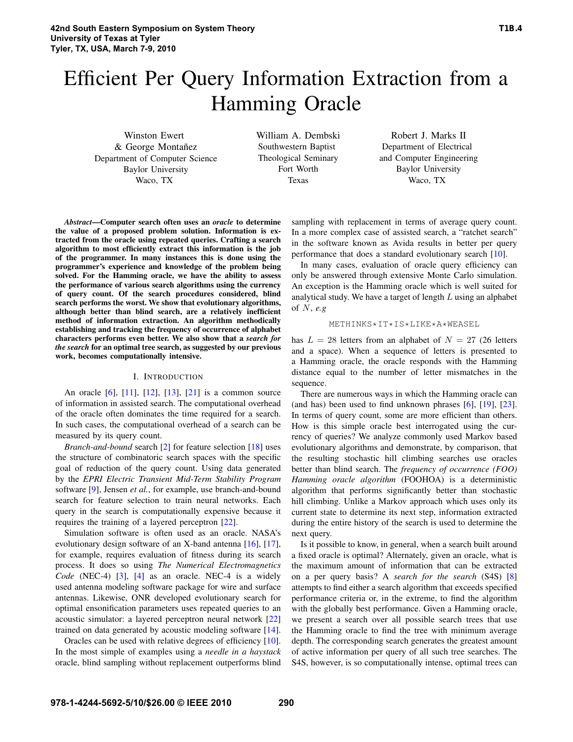# Efficient Per Query Information Extraction from a Hamming Oracle

Winston Ewert & George Montañez
Department of Computer Science
Baylor University
Waco, TX

William A. Dembski
Southwestern Baptist Theological Seminary
Fort Worth
Texas

Robert J. Marks II
Department of Electrical and Computer Engineering
Baylor University
Waco, TX

***Abstract*—Computer search often uses an *oracle* to determine the value of a proposed problem solution. Information is extracted from the oracle using repeated queries. Crafting a search algorithm to most efficiently extract this information is the job of the programmer. In many instances this is done using the programmer's experience and knowledge of the problem being solved. For the Hamming oracle, we have the ability to assess the performance of various search algorithms using the currency of query count. Of the search procedures considered, blind search performs the worst. We show that evolutionary algorithms, although better than blind search, are a relatively inefficient method of information extraction. An algorithm methodically establishing and tracking the frequency of occurrence of alphabet characters performs even better. We also show that a *search for the search* for an optimal tree search, as suggested by our previous work, becomes computationally intensive.**

## I. Introduction

An oracle [6], [11], [12], [13], [21] is a common source of information in assisted search. The computational overhead of the oracle often dominates the time required for a search. In such cases, the computational overhead of a search can be measured by its query count.

*Branch-and-bound* search [2] for feature selection [18] uses the structure of combinatoric search spaces with the specific goal of reduction of the query count. Using data generated by the *EPRI Electric Transient Mid-Term Stability Program* software [9], Jensen *et al.*, for example, use branch-and-bound search for feature selection to train neural networks. Each query in the search is computationally expensive because it requires the training of a layered perceptron [22].

Simulation software is often used as an oracle. NASA's evolutionary design software of an X-band antenna [16], [17], for example, requires evaluation of fitness during its search process. It does so using *The Numerical Electromagnetics Code* (NEC-4) [3], [4] as an oracle. NEC-4 is a widely used antenna modeling software package for wire and surface antennas. Likewise, ONR developed evolutionary search for optimal ensonification parameters uses repeated queries to an acoustic simulator: a layered perceptron neural network [22] trained on data generated by acoustic modeling software [14].

Oracles can be used with relative degrees of efficiency [10]. In the most simple of examples using a *needle in a haystack* oracle, blind sampling without replacement outperforms blind sampling with replacement in terms of average query count. In a more complex case of assisted search, a "ratchet search" in the software known as Avida results in better per query performance that does a standard evolutionary search [10].

In many cases, evaluation of oracle query efficiency can only be answered through extensive Monte Carlo simulation. An exception is the Hamming oracle which is well suited for analytical study. We have a target of length $L$ using an alphabet of $N$, *e.g*

```
METHINKS*IT*IS*LIKE*A*WEASEL
```

has $L = 28$ letters from an alphabet of $N = 27$ (26 letters and a space). When a sequence of letters is presented to a Hamming oracle, the oracle responds with the Hamming distance equal to the number of letter mismatches in the sequence.

There are numerous ways in which the Hamming oracle can (and has) been used to find unknown phrases [6], [19], [23]. In terms of query count, some are more efficient than others. How is this simple oracle best interrogated using the currency of queries? We analyze commonly used Markov based evolutionary algorithms and demonstrate, by comparison, that the resulting stochastic hill climbing searches use oracles better than blind search. The *frequency of occurrence (FOO) Hamming oracle algorithm* (FOOHOA) is a deterministic algorithm that performs significantly better than stochastic hill climbing. Unlike a Markov approach which uses only its current state to determine its next step, information extracted during the entire history of the search is used to determine the next query.

Is it possible to know, in general, when a search built around a fixed oracle is optimal? Alternately, given an oracle, what is the maximum amount of information that can be extracted on a per query basis? A *search for the search* (S4S) [8] attempts to find either a search algorithm that exceeds specified performance criteria or, in the extreme, to find the algorithm with the globally best performance. Given a Hamming oracle, we present a search over all possible search trees that use the Hamming oracle to find the tree with minimum average depth. The corresponding search generates the greatest amount of active information per query of all such tree searches. The S4S, however, is so computationally intense, optimal trees can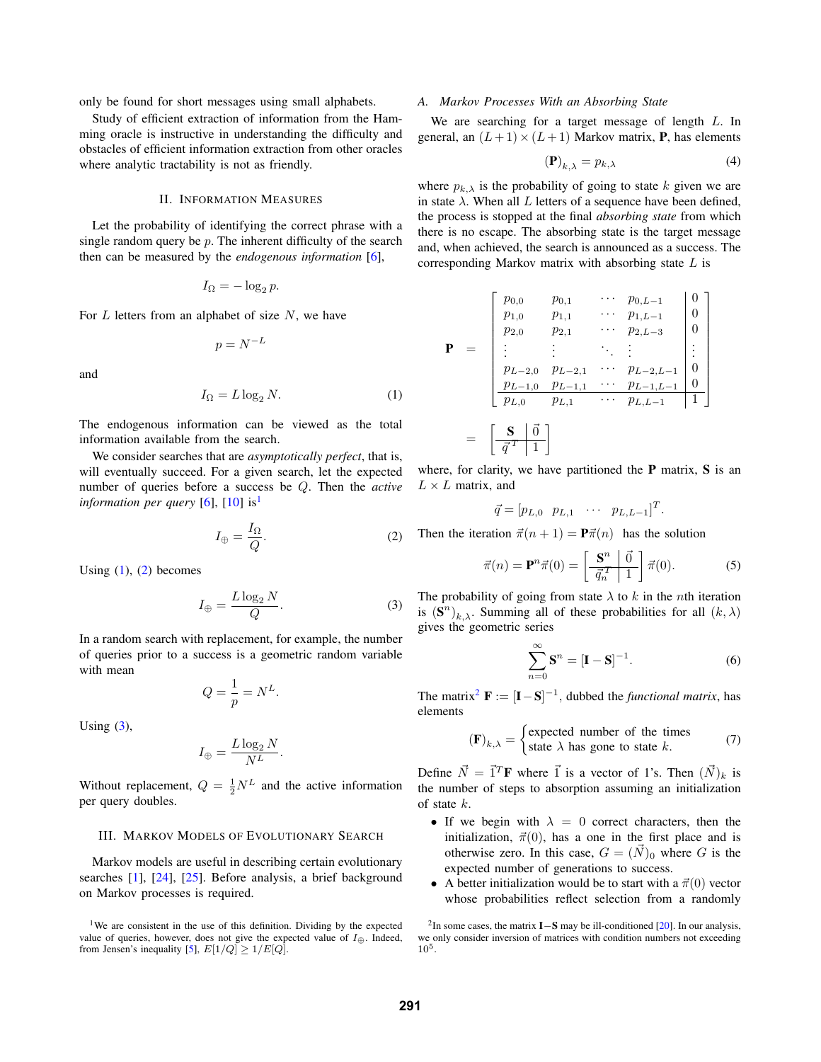only be found for short messages using small alphabets.

Study of efficient extraction of information from the Hamming oracle is instructive in understanding the difficulty and obstacles of efficient information extraction from other oracles where analytic tractability is not as friendly.

## II. Information Measures

Let the probability of identifying the correct phrase with a single random query be $p$. The inherent difficulty of the search then can be measured by the *endogenous information* [6],

$$I_\Omega = -\log_2 p.$$

For $L$ letters from an alphabet of size $N$, we have

$$p = N^{-L}$$

and

$$I_\Omega = L \log_2 N. \tag{1}$$

The endogenous information can be viewed as the total information available from the search.

We consider searches that are *asymptotically perfect*, that is, will eventually succeed. For a given search, let the expected number of queries before a success be $Q$. Then the *active information per query* [6], [10] is[1]

$$I_\oplus = \frac{I_\Omega}{Q}. \tag{2}$$

Using (1), (2) becomes

$$I_\oplus = \frac{L \log_2 N}{Q}. \tag{3}$$

In a random search with replacement, for example, the number of queries prior to a success is a geometric random variable with mean

$$Q = \frac{1}{p} = N^L.$$

Using (3),

$$I_\oplus = \frac{L \log_2 N}{N^L}.$$

Without replacement, $Q = \frac{1}{2}N^L$ and the active information per query doubles.

## III. Markov Models of Evolutionary Search

Markov models are useful in describing certain evolutionary searches [1], [24], [25]. Before analysis, a brief background on Markov processes is required.

### A. Markov Processes With an Absorbing State

We are searching for a target message of length $L$. In general, an $(L+1)\times(L+1)$ Markov matrix, $\mathbf{P}$, has elements

$$(\mathbf{P})_{k,\lambda} = p_{k,\lambda} \tag{4}$$

where $p_{k,\lambda}$ is the probability of going to state $k$ given we are in state $\lambda$. When all $L$ letters of a sequence have been defined, the process is stopped at the final *absorbing state* from which there is no escape. The absorbing state is the target message and, when achieved, the search is announced as a success. The corresponding Markov matrix with absorbing state $L$ is

$$\mathbf{P} = \left[\begin{array}{cccc|c} p_{0,0} & p_{0,1} & \cdots & p_{0,L-1} & 0 \\ p_{1,0} & p_{1,1} & \cdots & p_{1,L-1} & 0 \\ p_{2,0} & p_{2,1} & \cdots & p_{2,L-3} & 0 \\ \vdots & \vdots & \ddots & \vdots & \vdots \\ p_{L-2,0} & p_{L-2,1} & \cdots & p_{L-2,L-1} & 0 \\ p_{L-1,0} & p_{L-1,1} & \cdots & p_{L-1,L-1} & 0 \\ \hline p_{L,0} & p_{L,1} & \cdots & p_{L,L-1} & 1 \end{array}\right] = \left[\begin{array}{c|c} \mathbf{S} & \vec{0} \\ \hline \vec{q}^{\,T} & 1 \end{array}\right]$$

where, for clarity, we have partitioned the $\mathbf{P}$ matrix, $\mathbf{S}$ is an $L \times L$ matrix, and

$$\vec{q} = [p_{L,0} \;\; p_{L,1} \;\; \cdots \;\; p_{L,L-1}]^T.$$

Then the iteration $\vec{\pi}(n+1) = \mathbf{P}\vec{\pi}(n)$ has the solution

$$\vec{\pi}(n) = \mathbf{P}^n \vec{\pi}(0) = \left[\begin{array}{c|c} \mathbf{S}^n & \vec{0} \\ \hline \vec{q}_n^{\,T} & 1 \end{array}\right] \vec{\pi}(0). \tag{5}$$

The probability of going from state $\lambda$ to $k$ in the $n$th iteration is $(\mathbf{S}^n)_{k,\lambda}$. Summing all of these probabilities for all $(k,\lambda)$ gives the geometric series

$$\sum_{n=0}^{\infty} \mathbf{S}^n = [\mathbf{I} - \mathbf{S}]^{-1}. \tag{6}$$

The matrix[2] $\mathbf{F} := [\mathbf{I}-\mathbf{S}]^{-1}$, dubbed the *functional matrix*, has elements

$$(\mathbf{F})_{k,\lambda} = \begin{cases} \text{expected number of the times} \\ \text{state } \lambda \text{ has gone to state } k. \end{cases} \tag{7}$$

Define $\vec{N} = \vec{1}^T\mathbf{F}$ where $\vec{1}$ is a vector of 1's. Then $(\vec{N})_k$ is the number of steps to absorption assuming an initialization of state $k$.

- If we begin with $\lambda = 0$ correct characters, then the initialization, $\vec{\pi}(0)$, has a one in the first place and is otherwise zero. In this case, $G = (\vec{N})_0$ where $G$ is the expected number of generations to success.
- A better initialization would be to start with a $\vec{\pi}(0)$ vector whose probabilities reflect selection from a randomly

[1] We are consistent in the use of this definition. Dividing by the expected value of queries, however, does not give the expected value of $I_\oplus$. Indeed, from Jensen's inequality [5], $E[1/Q] \geq 1/E[Q]$.

[2] In some cases, the matrix $\mathbf{I}-\mathbf{S}$ may be ill-conditioned [20]. In our analysis, we only consider inversion of matrices with condition numbers not exceeding $10^5$.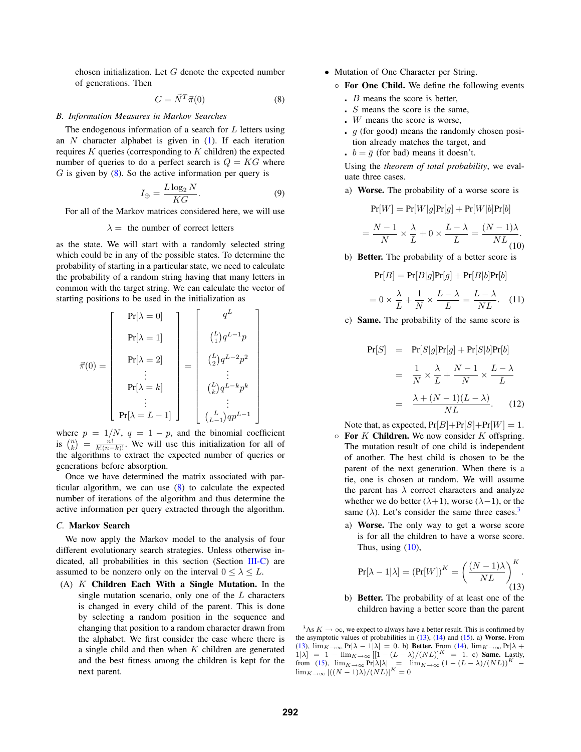chosen initialization. Let $G$ denote the expected number of generations. Then

$$G = \vec{N}^T \vec{\pi}(0) \tag{8}$$

### B. Information Measures in Markov Searches

The endogenous information of a search for $L$ letters using an $N$ character alphabet is given in (1). If each iteration requires $K$ queries (corresponding to $K$ children) the expected number of queries to do a perfect search is $Q = KG$ where $G$ is given by (8). So the active information per query is

$$I_{\oplus} = \frac{L \log_2 N}{KG}. \tag{9}$$

For all of the Markov matrices considered here, we will use

$$\lambda = \text{ the number of correct letters}$$

as the state. We will start with a randomly selected string which could be in any of the possible states. To determine the probability of starting in a particular state, we need to calculate the probability of a random string having that many letters in common with the target string. We can calculate the vector of starting positions to be used in the initialization as

$$\vec{\pi}(0) = \begin{bmatrix} \Pr[\lambda = 0] \\ \Pr[\lambda = 1] \\ \Pr[\lambda = 2] \\ \vdots \\ \Pr[\lambda = k] \\ \vdots \\ \Pr[\lambda = L-1] \end{bmatrix} = \begin{bmatrix} q^L \\ \binom{L}{1} q^{L-1} p \\ \binom{L}{2} q^{L-2} p^2 \\ \vdots \\ \binom{L}{k} q^{L-k} p^k \\ \vdots \\ \binom{L}{L-1} q p^{L-1} \end{bmatrix}$$

where $p = 1/N$, $q = 1 - p$, and the binomial coefficient is $\binom{n}{k} = \frac{n!}{k!(n-k)!}$. We will use this initialization for all of the algorithms to extract the expected number of queries or generations before absorption.

Once we have determined the matrix associated with particular algorithm, we can use (8) to calculate the expected number of iterations of the algorithm and thus determine the active information per query extracted through the algorithm.

### C. Markov Search

We now apply the Markov model to the analysis of four different evolutionary search strategies. Unless otherwise indicated, all probabilities in this section (Section III-C) are assumed to be nonzero only on the interval $0 \leq \lambda \leq L$.

(A) **$K$ Children Each With a Single Mutation.** In the single mutation scenario, only one of the $L$ characters is changed in every child of the parent. This is done by selecting a random position in the sequence and changing that position to a random character drawn from the alphabet. We first consider the case where there is a single child and then when $K$ children are generated and the best fitness among the children is kept for the next parent.

- Mutation of One Character per String.
  - **For One Child.** We define the following events
    - $B$ means the score is better,
    - $S$ means the score is the same,
    - $W$ means the score is worse,
    - $g$ (for good) means the randomly chosen position already matches the target, and
    - $b = \bar{g}$ (for bad) means it doesn't.

    Using the *theorem of total probability*, we evaluate three cases.

    a) **Worse.** The probability of a worse score is

    $$\Pr[W] = \Pr[W|g]\Pr[g] + \Pr[W|b]\Pr[b]$$
    $$= \frac{N-1}{N} \times \frac{\lambda}{L} + 0 \times \frac{L-\lambda}{L} = \frac{(N-1)\lambda}{NL}. \tag{10}$$

    b) **Better.** The probability of a better score is

    $$\Pr[B] = \Pr[B|g]\Pr[g] + \Pr[B|b]\Pr[b]$$
    $$= 0 \times \frac{\lambda}{L} + \frac{1}{N} \times \frac{L-\lambda}{L} = \frac{L-\lambda}{NL}. \tag{11}$$

    c) **Same.** The probability of the same score is

    $$\begin{aligned} \Pr[S] &= \Pr[S|g]\Pr[g] + \Pr[S|b]\Pr[b] \\ &= \frac{1}{N} \times \frac{\lambda}{L} + \frac{N-1}{N} \times \frac{L-\lambda}{L} \\ &= \frac{\lambda + (N-1)(L-\lambda)}{NL}. \end{aligned} \tag{12}$$

    Note that, as expected, $\Pr[B] + \Pr[S] + \Pr[W] = 1$.
  - **For $K$ Children.** We now consider $K$ offspring. The mutation result of one child is independent of another. The best child is chosen to be the parent of the next generation. When there is a tie, one is chosen at random. We will assume the parent has $\lambda$ correct characters and analyze whether we do better ($\lambda+1$), worse ($\lambda-1$), or the same ($\lambda$). Let's consider the same three cases.[3]

    a) **Worse.** The only way to get a worse score is for all the children to have a worse score. Thus, using (10),

    $$\Pr[\lambda - 1|\lambda] = (\Pr[W])^K = \left( \frac{(N-1)\lambda}{NL} \right)^K. \tag{13}$$

    b) **Better.** The probability of at least one of the children having a better score than the parent

[3]As $K \to \infty$, we expect to always have a better result. This is confirmed by the asymptotic values of probabilities in (13), (14) and (15). a) **Worse.** From (13), $\lim_{K\to\infty} \Pr[\lambda - 1|\lambda] = 0$. b) **Better.** From (14), $\lim_{K\to\infty} \Pr[\lambda + 1|\lambda] = 1 - \lim_{K\to\infty} [[1 - (L-\lambda)/(NL)]^K = 1$. c) **Same.** Lastly, from (15), $\lim_{K\to\infty} \Pr[\lambda|\lambda] = \lim_{K\to\infty} (1 - (L-\lambda)/(NL))^K - \lim_{K\to\infty} [((N-1)\lambda)/(NL)]^K = 0$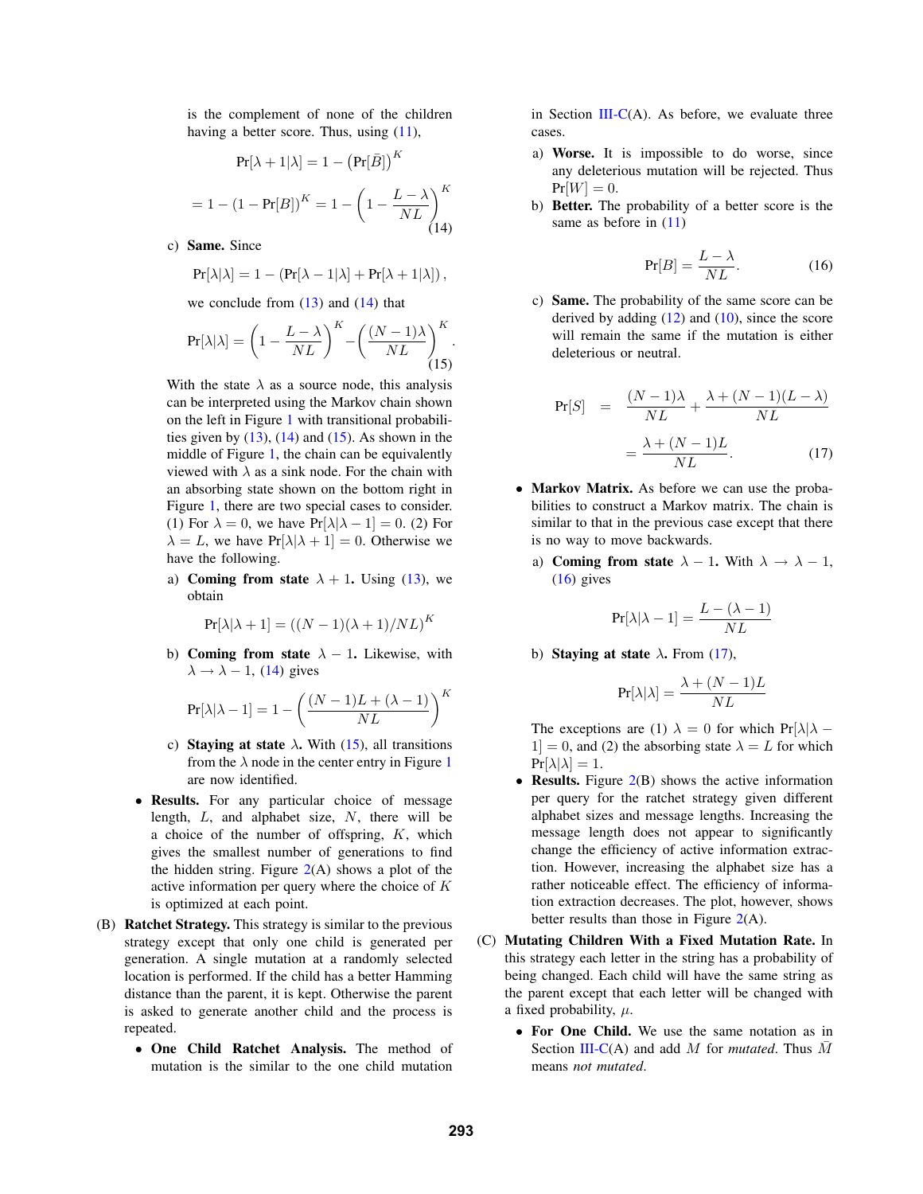is the complement of none of the children having a better score. Thus, using (11),

$$\Pr[\lambda+1|\lambda] = 1 - \left(\Pr[\bar{B}]\right)^K$$

$$= 1 - (1-\Pr[B])^K = 1 - \left(1 - \frac{L-\lambda}{NL}\right)^K \quad (14)$$

c) **Same.** Since

$$\Pr[\lambda|\lambda] = 1 - \left(\Pr[\lambda-1|\lambda] + \Pr[\lambda+1|\lambda]\right),$$

we conclude from (13) and (14) that

$$\Pr[\lambda|\lambda] = \left(1 - \frac{L-\lambda}{NL}\right)^K - \left(\frac{(N-1)\lambda}{NL}\right)^K. \quad (15)$$

With the state $\lambda$ as a source node, this analysis can be interpreted using the Markov chain shown on the left in Figure 1 with transitional probabilities given by (13), (14) and (15). As shown in the middle of Figure 1, the chain can be equivalently viewed with $\lambda$ as a sink node. For the chain with an absorbing state shown on the bottom right in Figure 1, there are two special cases to consider. (1) For $\lambda = 0$, we have $\Pr[\lambda|\lambda-1] = 0$. (2) For $\lambda = L$, we have $\Pr[\lambda|\lambda+1] = 0$. Otherwise we have the following.

a) **Coming from state** $\lambda+1$**.** Using (13), we obtain

$$\Pr[\lambda|\lambda+1] = ((N-1)(\lambda+1)/NL)^K$$

b) **Coming from state** $\lambda-1$**.** Likewise, with $\lambda \to \lambda-1$, (14) gives

$$\Pr[\lambda|\lambda-1] = 1 - \left(\frac{(N-1)L + (\lambda-1)}{NL}\right)^K$$

c) **Staying at state** $\lambda$**.** With (15), all transitions from the $\lambda$ node in the center entry in Figure 1 are now identified.

- **Results.** For any particular choice of message length, $L$, and alphabet size, $N$, there will be a choice of the number of offspring, $K$, which gives the smallest number of generations to find the hidden string. Figure 2(A) shows a plot of the active information per query where the choice of $K$ is optimized at each point.

(B) **Ratchet Strategy.** This strategy is similar to the previous strategy except that only one child is generated per generation. A single mutation at a randomly selected location is performed. If the child has a better Hamming distance than the parent, it is kept. Otherwise the parent is asked to generate another child and the process is repeated.

- **One Child Ratchet Analysis.** The method of mutation is the similar to the one child mutation in Section III-C(A). As before, we evaluate three cases.

a) **Worse.** It is impossible to do worse, since any deleterious mutation will be rejected. Thus $\Pr[W] = 0$.

b) **Better.** The probability of a better score is the same as before in (11)

$$\Pr[B] = \frac{L-\lambda}{NL}. \quad (16)$$

c) **Same.** The probability of the same score can be derived by adding (12) and (10), since the score will remain the same if the mutation is either deleterious or neutral.

$$\Pr[S] = \frac{(N-1)\lambda}{NL} + \frac{\lambda + (N-1)(L-\lambda)}{NL}$$

$$= \frac{\lambda + (N-1)L}{NL}. \quad (17)$$

- **Markov Matrix.** As before we can use the probabilities to construct a Markov matrix. The chain is similar to that in the previous case except that there is no way to move backwards.

a) **Coming from state** $\lambda-1$**.** With $\lambda \to \lambda-1$, (16) gives

$$\Pr[\lambda|\lambda-1] = \frac{L-(\lambda-1)}{NL}$$

b) **Staying at state** $\lambda$**.** From (17),

$$\Pr[\lambda|\lambda] = \frac{\lambda + (N-1)L}{NL}$$

The exceptions are (1) $\lambda = 0$ for which $\Pr[\lambda|\lambda-1] = 0$, and (2) the absorbing state $\lambda = L$ for which $\Pr[\lambda|\lambda] = 1$.

- **Results.** Figure 2(B) shows the active information per query for the ratchet strategy given different alphabet sizes and message lengths. Increasing the message length does not appear to significantly change the efficiency of active information extraction. However, increasing the alphabet size has a rather noticeable effect. The efficiency of information extraction decreases. The plot, however, shows better results than those in Figure 2(A).

(C) **Mutating Children With a Fixed Mutation Rate.** In this strategy each letter in the string has a probability of being changed. Each child will have the same string as the parent except that each letter will be changed with a fixed probability, $\mu$.

- **For One Child.** We use the same notation as in Section III-C(A) and add $M$ for *mutated*. Thus $\bar{M}$ means *not mutated*.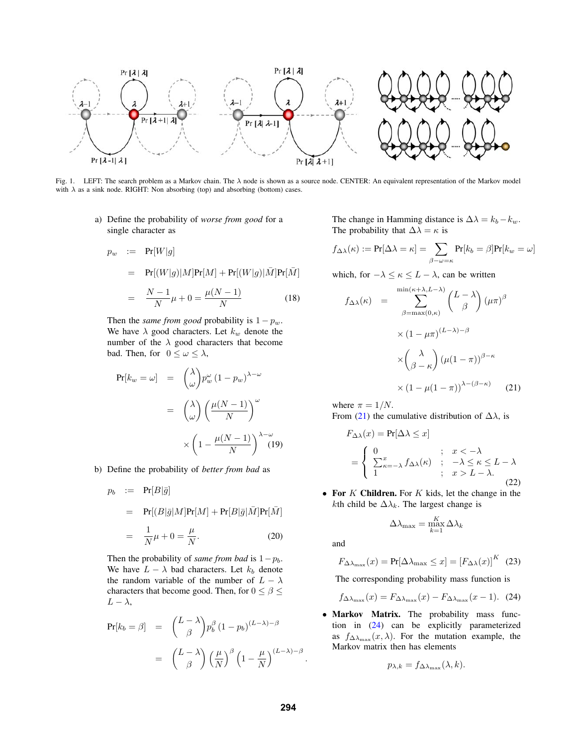Pr [λ | λ]

λ−1

λ

λ+1

Pr [λ+1| λ]

Pr [λ-1| λ]

Pr [λ | λ]

λ−1

λ

λ+1

Pr [λ| λ-1]

Pr [λ| λ+1]

Fig. 1. LEFT: The search problem as a Markov chain. The $\lambda$ node is shown as a source node. CENTER: An equivalent representation of the Markov model with $\lambda$ as a sink node. RIGHT: Non absorbing (top) and absorbing (bottom) cases.

a) Define the probability of *worse from good* for a single character as

$$
\begin{aligned}
p_w &:= \Pr[W|g] \\
&= \Pr[(W|g)|M]\Pr[M] + \Pr[(W|g)|\bar{M}]\Pr[\bar{M}] \\
&= \frac{N-1}{N}\mu + 0 = \frac{\mu(N-1)}{N} \qquad (18)
\end{aligned}
$$

Then the *same from good* probability is $1 - p_w$. We have $\lambda$ good characters. Let $k_w$ denote the number of the $\lambda$ good characters that become bad. Then, for $0 \le \omega \le \lambda$,

$$
\begin{aligned}
\Pr[k_w = \omega] &= \binom{\lambda}{\omega} p_w^{\omega} (1-p_w)^{\lambda-\omega} \\
&= \binom{\lambda}{\omega} \left(\frac{\mu(N-1)}{N}\right)^{\omega} \\
&\quad \times \left(1 - \frac{\mu(N-1)}{N}\right)^{\lambda-\omega} \qquad (19)
\end{aligned}
$$

b) Define the probability of *better from bad* as

$$
\begin{aligned}
p_b &:= \Pr[B|\bar{g}] \\
&= \Pr[(B|\bar{g}|M]\Pr[M] + \Pr[B|\bar{g}|\bar{M}]\Pr[\bar{M}] \\
&= \frac{1}{N}\mu + 0 = \frac{\mu}{N}. \qquad (20)
\end{aligned}
$$

Then the probability of *same from bad* is $1 - p_b$. We have $L - \lambda$ bad characters. Let $k_b$ denote the random variable of the number of $L - \lambda$ characters that become good. Then, for $0 \le \beta \le L - \lambda$,

$$
\begin{aligned}
\Pr[k_b = \beta] &= \binom{L-\lambda}{\beta} p_b^{\beta} (1-p_b)^{(L-\lambda)-\beta} \\
&= \binom{L-\lambda}{\beta} \left(\frac{\mu}{N}\right)^{\beta} \left(1 - \frac{\mu}{N}\right)^{(L-\lambda)-\beta}.
\end{aligned}
$$

The change in Hamming distance is $\Delta\lambda = k_b - k_w$. The probability that $\Delta\lambda = \kappa$ is

$$
f_{\Delta\lambda}(\kappa) := \Pr[\Delta\lambda = \kappa] = \sum_{\beta-\omega=\kappa} \Pr[k_b = \beta]\Pr[k_w = \omega]
$$

which, for $-\lambda \le \kappa \le L - \lambda$, can be written

$$
\begin{aligned}
f_{\Delta\lambda}(\kappa) &= \sum_{\beta=\max(0,\kappa)}^{\min(\kappa+\lambda, L-\lambda)} \binom{L-\lambda}{\beta} (\mu\pi)^{\beta} \\
&\quad \times (1-\mu\pi)^{(L-\lambda)-\beta} \\
&\quad \times \binom{\lambda}{\beta-\kappa} (\mu(1-\pi))^{\beta-\kappa} \\
&\quad \times (1-\mu(1-\pi))^{\lambda-(\beta-\kappa)} \qquad (21)
\end{aligned}
$$

where $\pi = 1/N$.

From (21) the cumulative distribution of $\Delta\lambda$, is

$$
\begin{aligned}
F_{\Delta\lambda}(x) &= \Pr[\Delta\lambda \le x] \\
&= \begin{cases} 0 & ; \quad x < -\lambda \\ \sum_{\kappa=-\lambda}^{x} f_{\Delta\lambda}(\kappa) & ; \quad -\lambda \le \kappa \le L - \lambda \\ 1 & ; \quad x > L - \lambda. \end{cases} \qquad (22)
\end{aligned}
$$

- **For $K$ Children.** For $K$ kids, let the change in the $k$th child be $\Delta\lambda_k$. The largest change is

$$
\Delta\lambda_{\max} = \max_{k=1}^{K} \Delta\lambda_k
$$

and

$$
F_{\Delta\lambda_{\max}}(x) = \Pr[\Delta\lambda_{\max} \le x] = \left[F_{\Delta\lambda}(x)\right]^K \quad (23)
$$

The corresponding probability mass function is

$$
f_{\Delta\lambda_{\max}}(x) = F_{\Delta\lambda_{\max}}(x) - F_{\Delta\lambda_{\max}}(x-1). \quad (24)
$$

- **Markov Matrix.** The probability mass function in (24) can be explicitly parameterized as $f_{\Delta\lambda_{\max}}(x, \lambda)$. For the mutation example, the Markov matrix then has elements

$$
p_{\lambda,k} = f_{\Delta\lambda_{\max}}(\lambda, k).
$$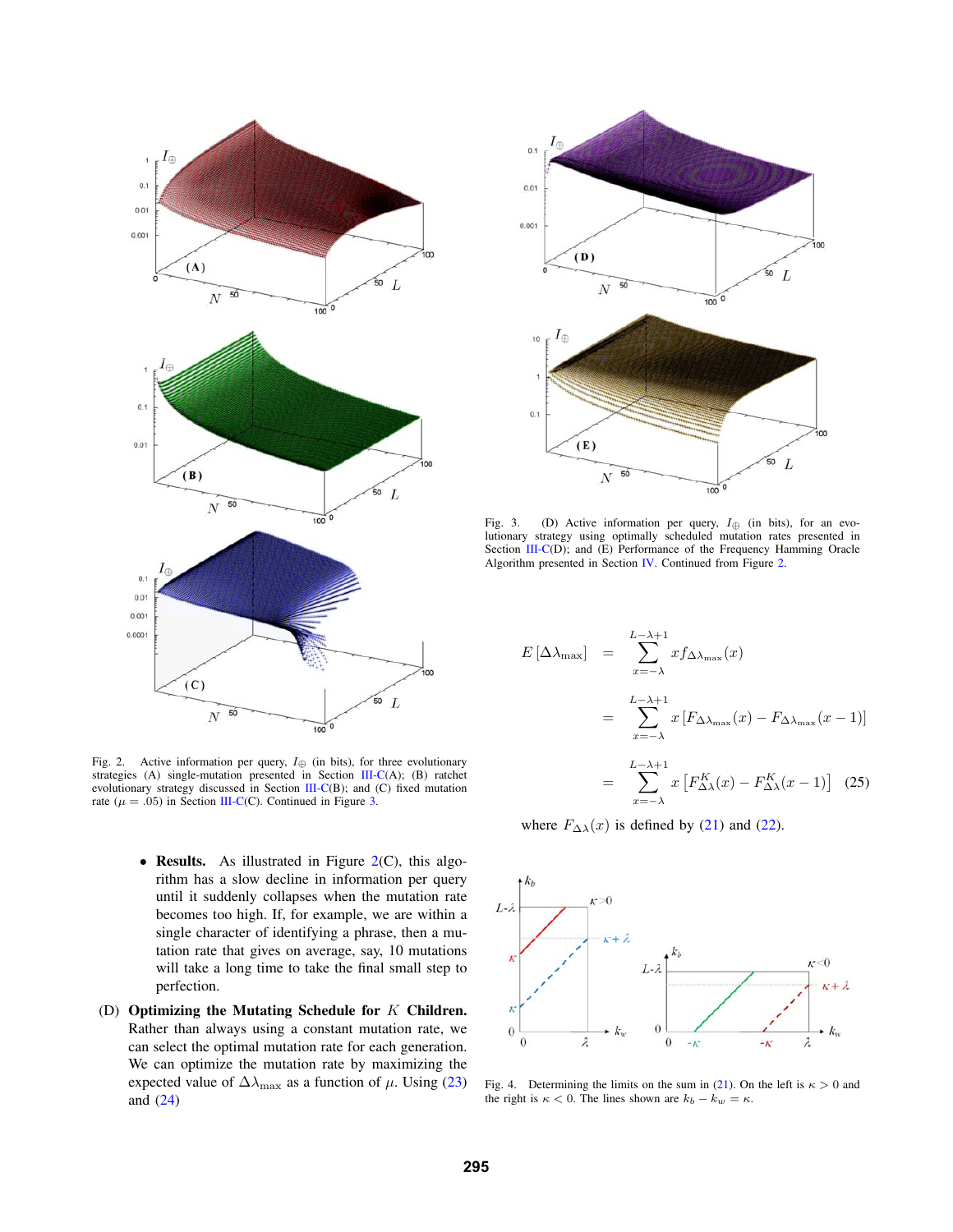1 $I_\oplus$

0.1

0.01

0.001

(A)

0

$N$ 50

100 0

50 $L$

100

1 $I_\oplus$

0.1

0.01

(B)

$N$ 50

100 0

50 $L$

100

$I_\oplus$

0.1

0.01

0.001

0.0001

(C)

$N$ 50

100 0

50 $L$

100

Fig. 2. Active information per query, $I_\oplus$ (in bits), for three evolutionary strategies (A) single-mutation presented in Section III-C(A); (B) ratchet evolutionary strategy discussed in Section III-C(B); and (C) fixed mutation rate ($\mu = .05$) in Section III-C(C). Continued in Figure 3.

- **Results.** As illustrated in Figure 2(C), this algorithm has a slow decline in information per query until it suddenly collapses when the mutation rate becomes too high. If, for example, we are within a single character of identifying a phrase, then a mutation rate that gives on average, say, 10 mutations will take a long time to take the final small step to perfection.

(D) **Optimizing the Mutating Schedule for $K$ Children.** Rather than always using a constant mutation rate, we can select the optimal mutation rate for each generation. We can optimize the mutation rate by maximizing the expected value of $\Delta\lambda_{\max}$ as a function of $\mu$. Using (23) and (24)

0.1 $I_\oplus$

0.01

0.001

0

(D)

$N$ 50

100 0

50 $L$

100

10 $I_\oplus$

1

0.1

(E)

$N$ 50

100 0

50 $L$

100

Fig. 3. (D) Active information per query, $I_\oplus$ (in bits), for an evolutionary strategy using optimally scheduled mutation rates presented in Section III-C(D); and (E) Performance of the Frequency Hamming Oracle Algorithm presented in Section IV. Continued from Figure 2.

$$
\begin{aligned}
E\left[\Delta\lambda_{\max}\right] &= \sum_{x=-\lambda}^{L-\lambda+1} x f_{\Delta\lambda_{\max}}(x) \\
&= \sum_{x=-\lambda}^{L-\lambda+1} x\left[F_{\Delta\lambda_{\max}}(x) - F_{\Delta\lambda_{\max}}(x-1)\right] \\
&= \sum_{x=-\lambda}^{L-\lambda+1} x\left[F_{\Delta\lambda}^{K}(x) - F_{\Delta\lambda}^{K}(x-1)\right] \quad (25)
\end{aligned}
$$

where $F_{\Delta\lambda}(x)$ is defined by (21) and (22).

$k_b$

$L$-$\lambda$

$\kappa>0$

$\kappa+\lambda$

$\kappa$

$\kappa$

0

0

$\lambda$

$k_w$

$k_b$

$L$-$\lambda$

$\kappa<0$

$\kappa+\lambda$

0

0

-$\kappa$

-$\kappa$

$\lambda$

$k_w$

Fig. 4. Determining the limits on the sum in (21). On the left is $\kappa > 0$ and the right is $\kappa < 0$. The lines shown are $k_b - k_w = \kappa$.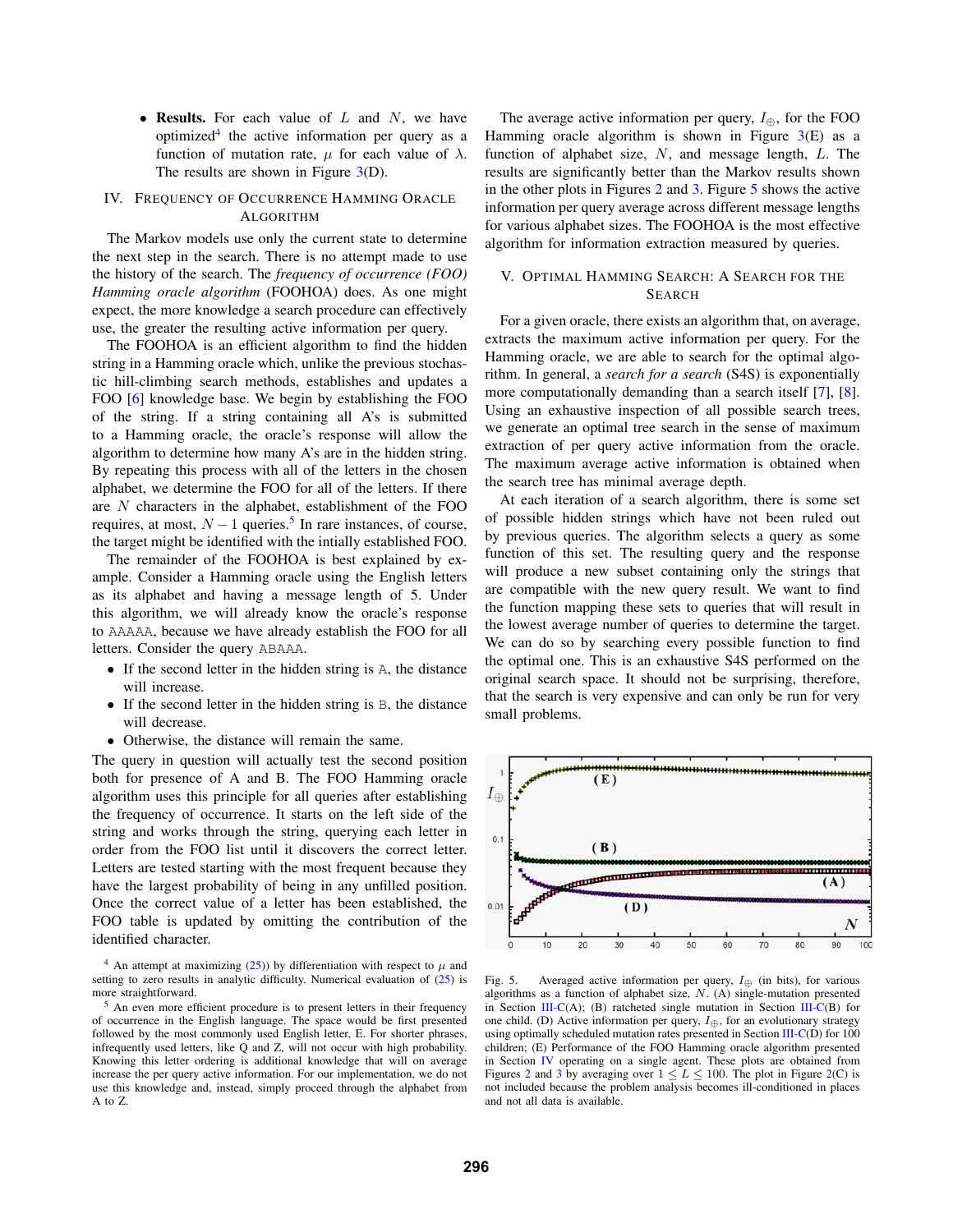- **Results.** For each value of $L$ and $N$, we have optimized[4] the active information per query as a function of mutation rate, $\mu$ for each value of $\lambda$. The results are shown in Figure 3(D).

## IV. Frequency of Occurrence Hamming Oracle Algorithm

The Markov models use only the current state to determine the next step in the search. There is no attempt made to use the history of the search. The *frequency of occurrence (FOO) Hamming oracle algorithm* (FOOHOA) does. As one might expect, the more knowledge a search procedure can effectively use, the greater the resulting active information per query.

The FOOHOA is an efficient algorithm to find the hidden string in a Hamming oracle which, unlike the previous stochastic hill-climbing search methods, establishes and updates a FOO [6] knowledge base. We begin by establishing the FOO of the string. If a string containing all A's is submitted to a Hamming oracle, the oracle's response will allow the algorithm to determine how many A's are in the hidden string. By repeating this process with all of the letters in the chosen alphabet, we determine the FOO for all of the letters. If there are $N$ characters in the alphabet, establishment of the FOO requires, at most, $N-1$ queries.[5] In rare instances, of course, the target might be identified with the intially established FOO.

The remainder of the FOOHOA is best explained by example. Consider a Hamming oracle using the English letters as its alphabet and having a message length of 5. Under this algorithm, we will already know the oracle's response to AAAAA, because we have already establish the FOO for all letters. Consider the query ABAAA.

- If the second letter in the hidden string is A, the distance will increase.
- If the second letter in the hidden string is B, the distance will decrease.
- Otherwise, the distance will remain the same.

The query in question will actually test the second position both for presence of A and B. The FOO Hamming oracle algorithm uses this principle for all queries after establishing the frequency of occurrence. It starts on the left side of the string and works through the string, querying each letter in order from the FOO list until it discovers the correct letter. Letters are tested starting with the most frequent because they have the largest probability of being in any unfilled position. Once the correct value of a letter has been established, the FOO table is updated by omitting the contribution of the identified character.

[4] An attempt at maximizing (25)) by differentiation with respect to $\mu$ and setting to zero results in analytic difficulty. Numerical evaluation of (25) is more straightforward.

[5] An even more efficient procedure is to present letters in their frequency of occurrence in the English language. The space would be first presented followed by the most commonly used English letter, E. For shorter phrases, infrequently used letters, like Q and Z, will not occur with high probability. Knowing this letter ordering is additional knowledge that will on average increase the per query active information. For our implementation, we do not use this knowledge and, instead, simply proceed through the alphabet from A to Z.

The average active information per query, $I_\oplus$, for the FOO Hamming oracle algorithm is shown in Figure 3(E) as a function of alphabet size, $N$, and message length, $L$. The results are significantly better than the Markov results shown in the other plots in Figures 2 and 3. Figure 5 shows the active information per query average across different message lengths for various alphabet sizes. The FOOHOA is the most effective algorithm for information extraction measured by queries.

## V. Optimal Hamming Search: A Search for the Search

For a given oracle, there exists an algorithm that, on average, extracts the maximum active information per query. For the Hamming oracle, we are able to search for the optimal algorithm. In general, a *search for a search* (S4S) is exponentially more computationally demanding than a search itself [7], [8]. Using an exhaustive inspection of all possible search trees, we generate an optimal tree search in the sense of maximum extraction of per query active information from the oracle. The maximum average active information is obtained when the search tree has minimal average depth.

At each iteration of a search algorithm, there is some set of possible hidden strings which have not been ruled out by previous queries. The algorithm selects a query as some function of this set. The resulting query and the response will produce a new subset containing only the strings that are compatible with the new query result. We want to find the function mapping these sets to queries that will result in the lowest average number of queries to determine the target. We can do so by searching every possible function to find the optimal one. This is an exhaustive S4S performed on the original search space. It should not be surprising, therefore, that the search is very expensive and can only be run for very small problems.

1
$I_\oplus$
0.1
0.01
(E)
(B)
(A)
(D)
$N$
0 10 20 30 40 50 60 70 80 90 100

Fig. 5. Averaged active information per query, $I_\oplus$ (in bits), for various algorithms as a function of alphabet size, $N$. (A) single-mutation presented in Section III-C(A); (B) ratcheted single mutation in Section III-C(B) for one child. (D) Active information per query, $I_\oplus$, for an evolutionary strategy using optimally scheduled mutation rates presented in Section III-C(D) for 100 children; (E) Performance of the FOO Hamming oracle algorithm presented in Section IV operating on a single agent. These plots are obtained from Figures 2 and 3 by averaging over $1 \leq L \leq 100$. The plot in Figure 2(C) is not included because the problem analysis becomes ill-conditioned in places and not all data is available.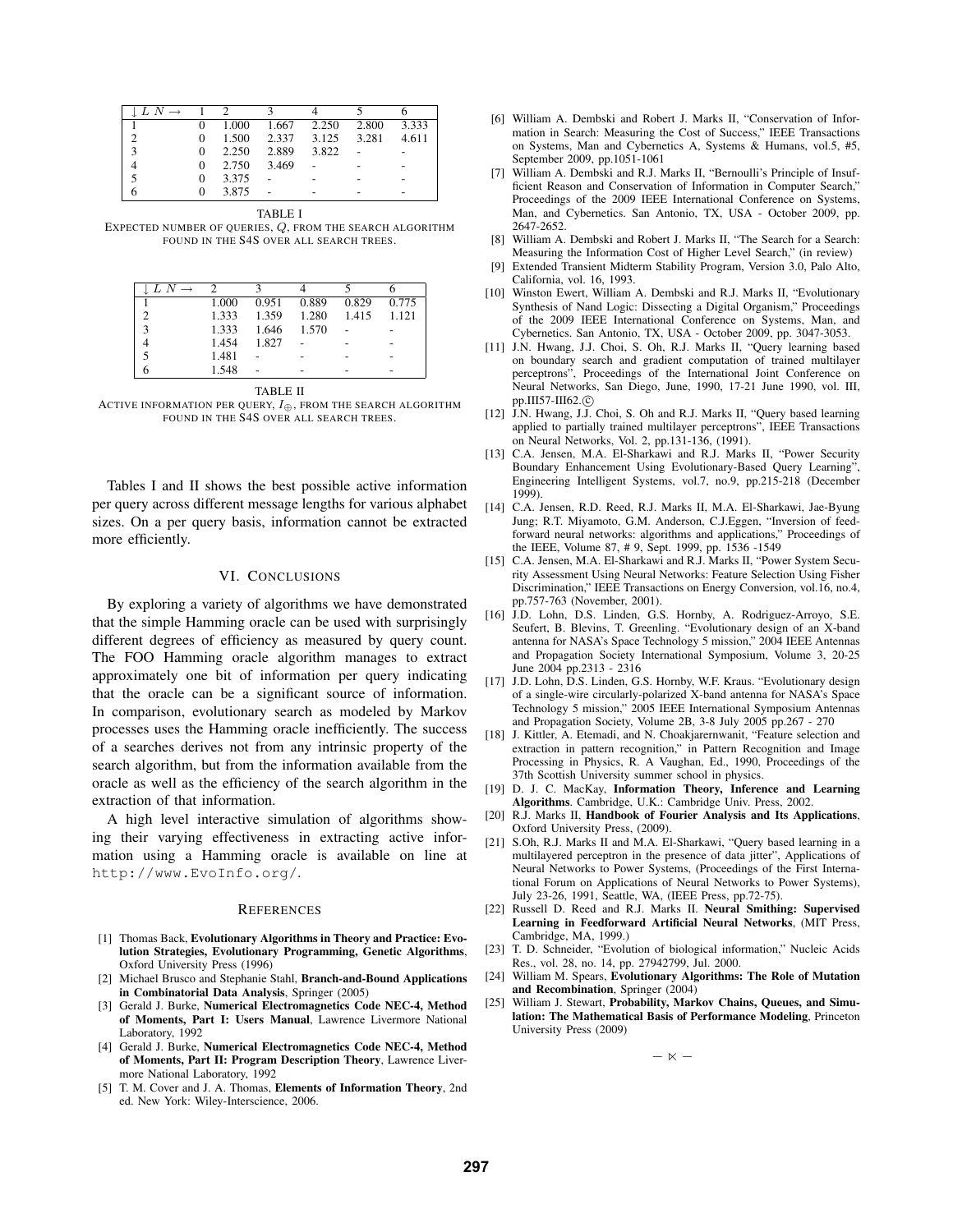| $\downarrow L$ $N \rightarrow$ | 1 | 2 | 3 | 4 | 5 | 6 |
|---|---|---|---|---|---|---|
| 1 | 0 | 1.000 | 1.667 | 2.250 | 2.800 | 3.333 |
| 2 | 0 | 1.500 | 2.337 | 3.125 | 3.281 | 4.611 |
| 3 | 0 | 2.250 | 2.889 | 3.822 | - | - |
| 4 | 0 | 2.750 | 3.469 | - | - | - |
| 5 | 0 | 3.375 | - | - | - | - |
| 6 | 0 | 3.875 | - | - | - | - |

TABLE I
EXPECTED NUMBER OF QUERIES, $Q$, FROM THE SEARCH ALGORITHM FOUND IN THE S4S OVER ALL SEARCH TREES.

| $\downarrow L$ $N \rightarrow$ | 2 | 3 | 4 | 5 | 6 |
|---|---|---|---|---|---|
| 1 | 1.000 | 0.951 | 0.889 | 0.829 | 0.775 |
| 2 | 1.333 | 1.359 | 1.280 | 1.415 | 1.121 |
| 3 | 1.333 | 1.646 | 1.570 | - | - |
| 4 | 1.454 | 1.827 | - | - | - |
| 5 | 1.481 | - | - | - | - |
| 6 | 1.548 | - | - | - | - |

TABLE II
ACTIVE INFORMATION PER QUERY, $I_{\oplus}$, FROM THE SEARCH ALGORITHM FOUND IN THE S4S OVER ALL SEARCH TREES.

Tables I and II shows the best possible active information per query across different message lengths for various alphabet sizes. On a per query basis, information cannot be extracted more efficiently.

## VI. CONCLUSIONS

By exploring a variety of algorithms we have demonstrated that the simple Hamming oracle can be used with surprisingly different degrees of efficiency as measured by query count. The FOO Hamming oracle algorithm manages to extract approximately one bit of information per query indicating that the oracle can be a significant source of information. In comparison, evolutionary search as modeled by Markov processes uses the Hamming oracle inefficiently. The success of a searches derives not from any intrinsic property of the search algorithm, but from the information available from the oracle as well as the efficiency of the search algorithm in the extraction of that information.

A high level interactive simulation of algorithms showing their varying effectiveness in extracting active information using a Hamming oracle is available on line at `http://www.EvoInfo.org/`.

## REFERENCES

[1] Thomas Back, **Evolutionary Algorithms in Theory and Practice: Evolution Strategies, Evolutionary Programming, Genetic Algorithms**, Oxford University Press (1996)

[2] Michael Brusco and Stephanie Stahl, **Branch-and-Bound Applications in Combinatorial Data Analysis**, Springer (2005)

[3] Gerald J. Burke, **Numerical Electromagnetics Code NEC-4, Method of Moments, Part I: Users Manual**, Lawrence Livermore National Laboratory, 1992

[4] Gerald J. Burke, **Numerical Electromagnetics Code NEC-4, Method of Moments, Part II: Program Description Theory**, Lawrence Livermore National Laboratory, 1992

[5] T. M. Cover and J. A. Thomas, **Elements of Information Theory**, 2nd ed. New York: Wiley-Interscience, 2006.

[6] William A. Dembski and Robert J. Marks II, "Conservation of Information in Search: Measuring the Cost of Success," IEEE Transactions on Systems, Man and Cybernetics A, Systems & Humans, vol.5, #5, September 2009, pp.1051-1061

[7] William A. Dembski and R.J. Marks II, "Bernoulli's Principle of Insufficient Reason and Conservation of Information in Computer Search," Proceedings of the 2009 IEEE International Conference on Systems, Man, and Cybernetics. San Antonio, TX, USA - October 2009, pp. 2647-2652.

[8] William A. Dembski and Robert J. Marks II, "The Search for a Search: Measuring the Information Cost of Higher Level Search," (in review)

[9] Extended Transient Midterm Stability Program, Version 3.0, Palo Alto, California, vol. 16, 1993.

[10] Winston Ewert, William A. Dembski and R.J. Marks II, "Evolutionary Synthesis of Nand Logic: Dissecting a Digital Organism," Proceedings of the 2009 IEEE International Conference on Systems, Man, and Cybernetics. San Antonio, TX, USA - October 2009, pp. 3047-3053.

[11] J.N. Hwang, J.J. Choi, S. Oh, R.J. Marks II, "Query learning based on boundary search and gradient computation of trained multilayer perceptrons", Proceedings of the International Joint Conference on Neural Networks, San Diego, June, 1990, 17-21 June 1990, vol. III, pp.III57-III62.©

[12] J.N. Hwang, J.J. Choi, S. Oh and R.J. Marks II, "Query based learning applied to partially trained multilayer perceptrons", IEEE Transactions on Neural Networks, Vol. 2, pp.131-136, (1991).

[13] C.A. Jensen, M.A. El-Sharkawi and R.J. Marks II, "Power Security Boundary Enhancement Using Evolutionary-Based Query Learning", Engineering Intelligent Systems, vol.7, no.9, pp.215-218 (December 1999).

[14] C.A. Jensen, R.D. Reed, R.J. Marks II, M.A. El-Sharkawi, Jae-Byung Jung; R.T. Miyamoto, G.M. Anderson, C.J.Eggen, "Inversion of feedforward neural networks: algorithms and applications," Proceedings of the IEEE, Volume 87, # 9, Sept. 1999, pp. 1536 -1549

[15] C.A. Jensen, M.A. El-Sharkawi and R.J. Marks II, "Power System Security Assessment Using Neural Networks: Feature Selection Using Fisher Discrimination," IEEE Transactions on Energy Conversion, vol.16, no.4, pp.757-763 (November, 2001).

[16] J.D. Lohn, D.S. Linden, G.S. Hornby, A. Rodriguez-Arroyo, S.E. Seufert, B. Blevins, T. Greenling. "Evolutionary design of an X-band antenna for NASA's Space Technology 5 mission," 2004 IEEE Antennas and Propagation Society International Symposium, Volume 3, 20-25 June 2004 pp.2313 - 2316

[17] J.D. Lohn, D.S. Linden, G.S. Hornby, W.F. Kraus. "Evolutionary design of a single-wire circularly-polarized X-band antenna for NASA's Space Technology 5 mission," 2005 IEEE International Symposium Antennas and Propagation Society, Volume 2B, 3-8 July 2005 pp.267 - 270

[18] J. Kittler, A. Etemadi, and N. Choakjarernwanit, "Feature selection and extraction in pattern recognition," in Pattern Recognition and Image Processing in Physics, R. A Vaughan, Ed., 1990, Proceedings of the 37th Scottish University summer school in physics.

[19] D. J. C. MacKay, **Information Theory, Inference and Learning Algorithms**. Cambridge, U.K.: Cambridge Univ. Press, 2002.

[20] R.J. Marks II, **Handbook of Fourier Analysis and Its Applications**, Oxford University Press, (2009).

[21] S.Oh, R.J. Marks II and M.A. El-Sharkawi, "Query based learning in a multilayered perceptron in the presence of data jitter", Applications of Neural Networks to Power Systems, (Proceedings of the First International Forum on Applications of Neural Networks to Power Systems), July 23-26, 1991, Seattle, WA, (IEEE Press, pp.72-75).

[22] Russell D. Reed and R.J. Marks II. **Neural Smithing: Supervised Learning in Feedforward Artificial Neural Networks**, (MIT Press, Cambridge, MA, 1999.)

[23] T. D. Schneider, "Evolution of biological information," Nucleic Acids Res., vol. 28, no. 14, pp. 27942799, Jul. 2000.

[24] William M. Spears, **Evolutionary Algorithms: The Role of Mutation and Recombination**, Springer (2004)

[25] William J. Stewart, **Probability, Markov Chains, Queues, and Simulation: The Mathematical Basis of Performance Modeling**, Princeton University Press (2009)

— ⋉ —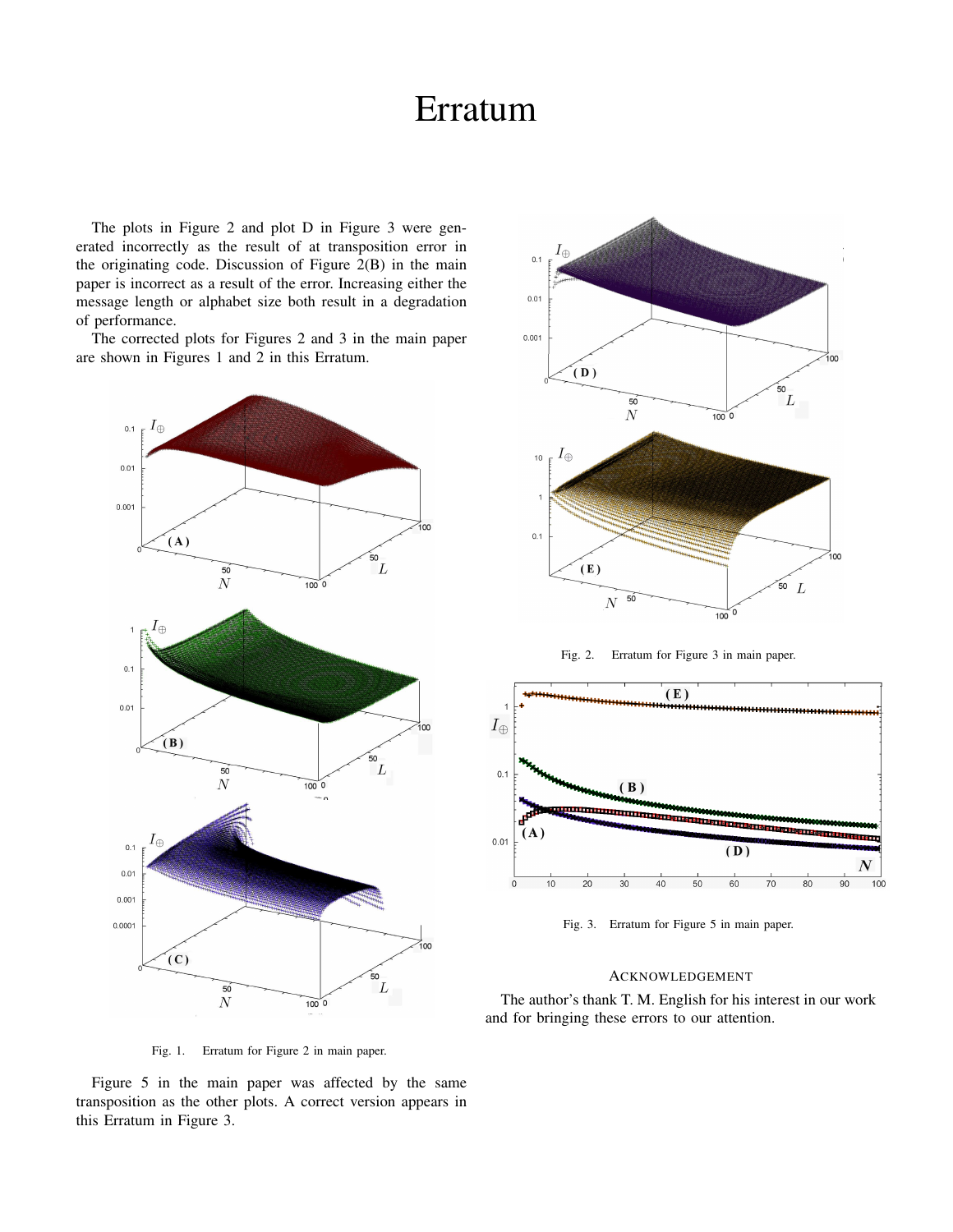# Erratum

The plots in Figure 2 and plot D in Figure 3 were generated incorrectly as the result of at transposition error in the originating code. Discussion of Figure 2(B) in the main paper is incorrect as a result of the error. Increasing either the message length or alphabet size both result in a degradation of performance.

The corrected plots for Figures 2 and 3 in the main paper are shown in Figures 1 and 2 in this Erratum.

$I_\oplus$
0.1
0.01
0.001
0
(A)
50
$N$
100 0
50
$L$
100

$I_\oplus$
1
0.1
0.01
0
(B)
50
$N$
100 0
50
$L$
100

$I_\oplus$
0.1
0.01
0.001
0.0001
0
(C)
50
$N$
100 0
50
$L$
100

Fig. 1. Erratum for Figure 2 in main paper.

Figure 5 in the main paper was affected by the same transposition as the other plots. A correct version appears in this Erratum in Figure 3.

$I_\oplus$
0.1
0.01
0.001
0
(D)
50
$N$
100 0
50
$L$
100

$I_\oplus$
10
1
0.1
(E)
$N$
50
100 0
50
$L$
100

Fig. 2. Erratum for Figure 3 in main paper.

(E)
1
$I_\oplus$
0.1
(B)
(A)
0.01
(D)
$N$
0 10 20 30 40 50 60 70 80 90 100

Fig. 3. Erratum for Figure 5 in main paper.

## Acknowledgement

The author's thank T. M. English for his interest in our work and for bringing these errors to our attention.